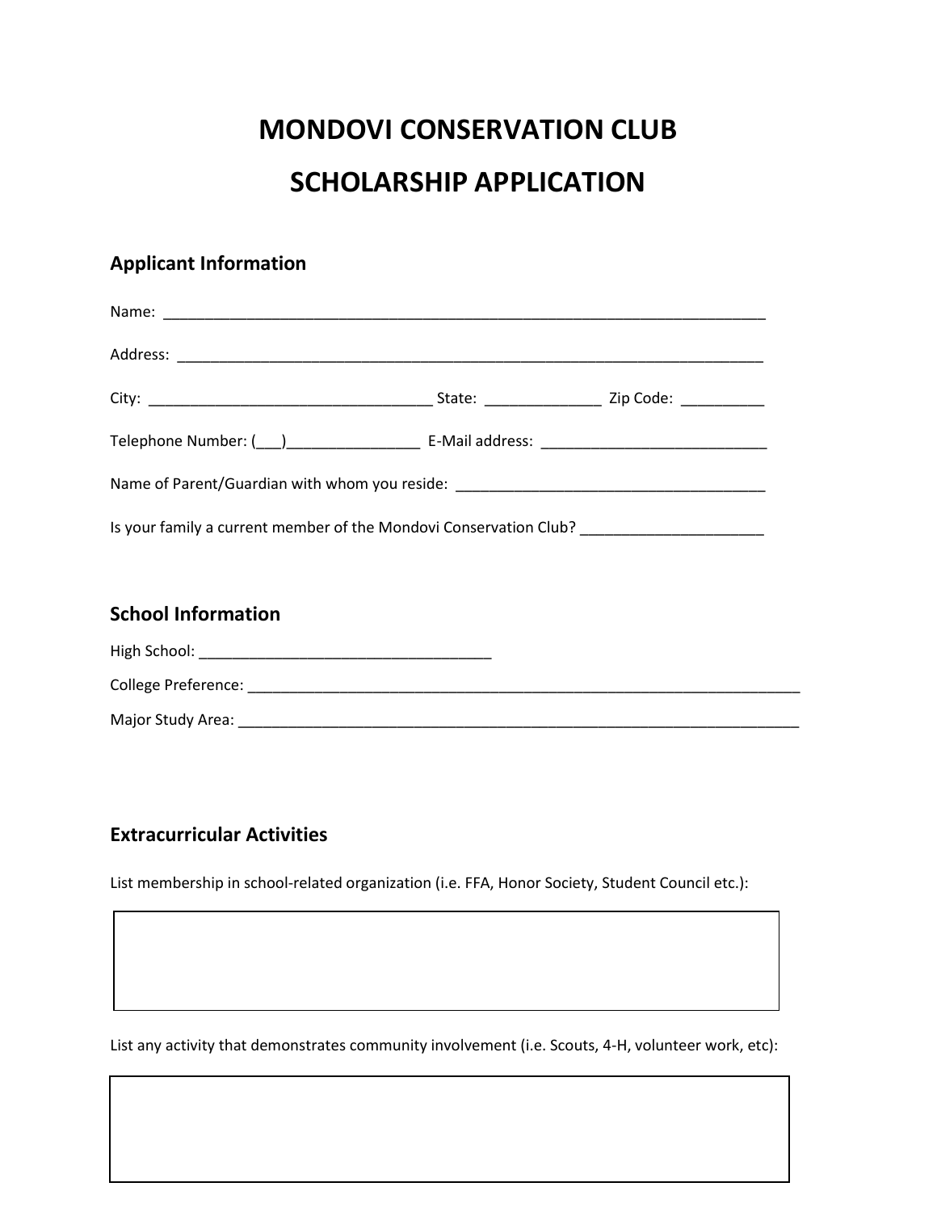# MONDOVI CONSERVATION CLUB

# SCHOLARSHIP APPLICATION

## Applicant Information

Name: ___________________________________________________________________________

Address: _________________________________________________________________________

City: ___________________________________ State: ______________ Zip Code: __________

Telephone Number: (___)________________ E-Mail address: ____________________________

Name of Parent/Guardian with whom you reside: ______________________________________

Is your family a current member of the Mondovi Conservation Club? ______________________

## School Information

High School: ____________________________________

College Preference: _______________________________________________________________________

Major Study Area: ________________________________________________________________________

## Extracurricular Activities

List membership in school-related organization (i.e. FFA, Honor Society, Student Council etc.):

List any activity that demonstrates community involvement (i.e. Scouts, 4-H, volunteer work, etc):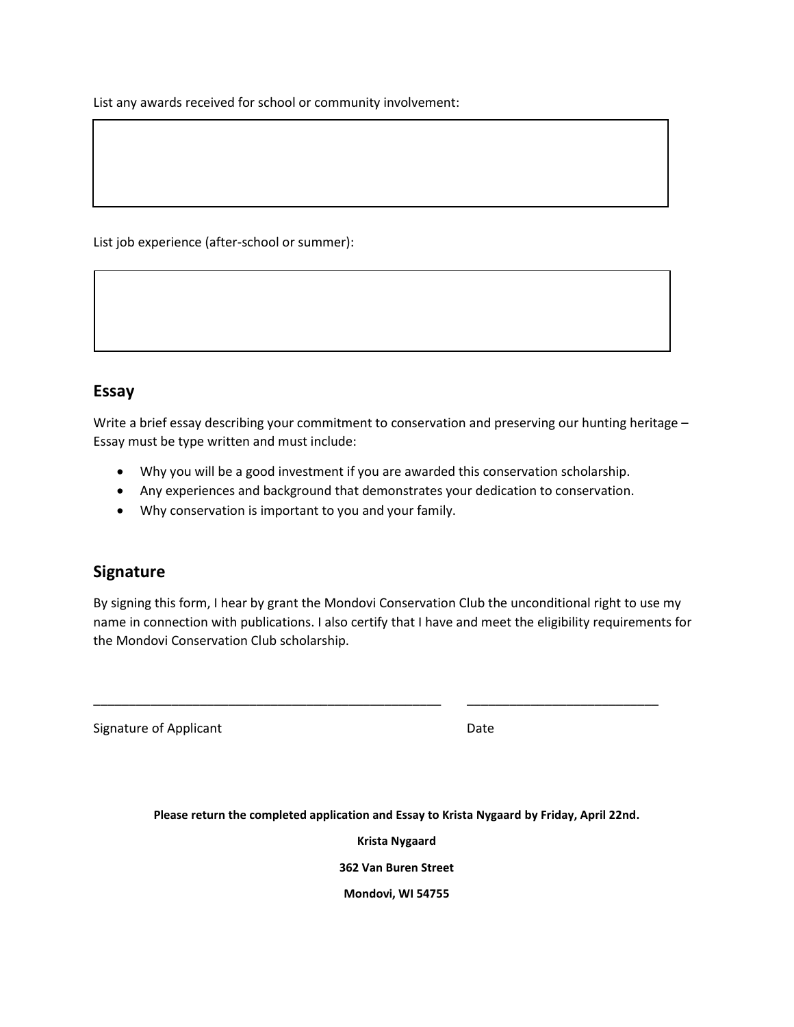List any awards received for school or community involvement:

List job experience (after-school or summer):

## Essay

Write a brief essay describing your commitment to conservation and preserving our hunting heritage – Essay must be type written and must include:

- Why you will be a good investment if you are awarded this conservation scholarship.
- Any experiences and background that demonstrates your dedication to conservation.
- Why conservation is important to you and your family.

## Signature

By signing this form, I hear by grant the Mondovi Conservation Club the unconditional right to use my name in connection with publications. I also certify that I have and meet the eligibility requirements for the Mondovi Conservation Club scholarship.

_____________________________________________________ _____________________________

Signature of Applicant Date

**Please return the completed application and Essay to Krista Nygaard by Friday, April 22nd.**

**Krista Nygaard**

**362 Van Buren Street**

**Mondovi, WI 54755**